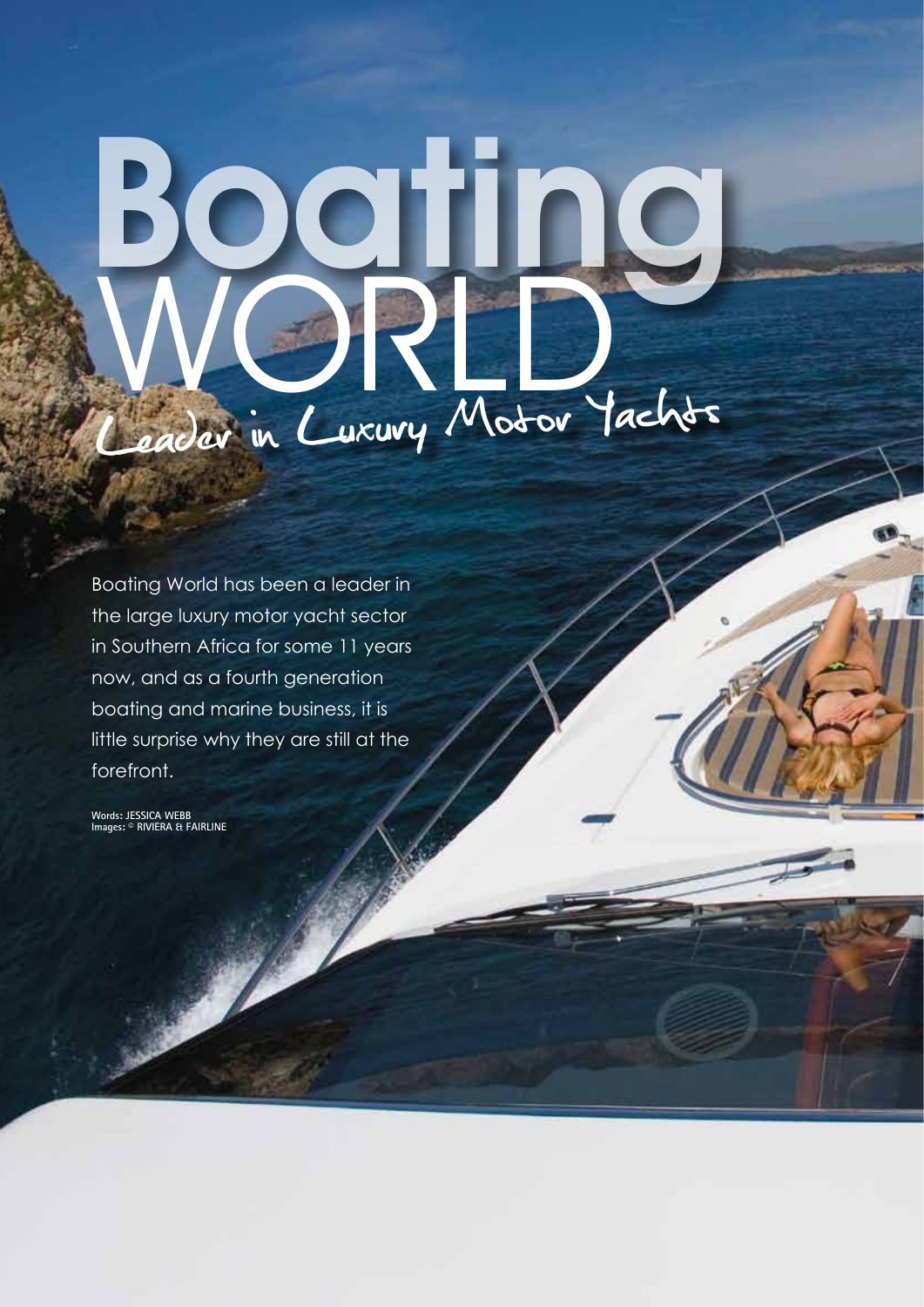# Boating WORLD

## Leader in Luxury Motor Yachts

Boating World has been a leader in the large luxury motor yacht sector in Southern Africa for some 11 years now, and as a fourth generation boating and marine business, it is little surprise why they are still at the forefront.

Words: JESSICA WEBB
Images: © RIVIERA & FAIRLINE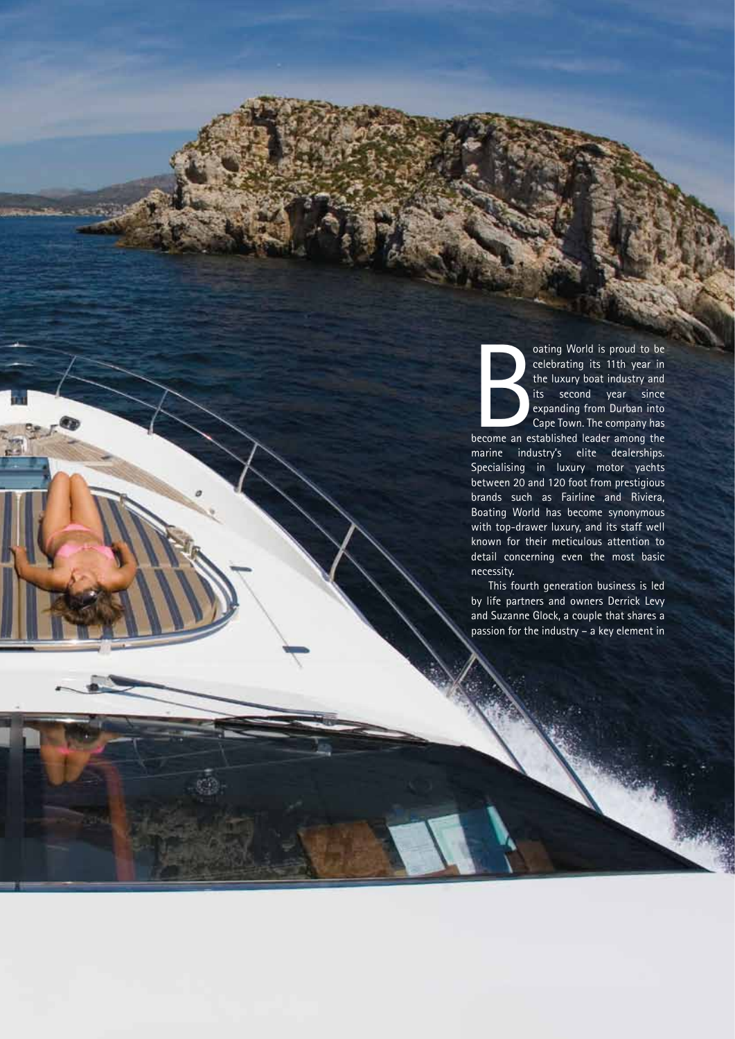Boating World is proud to be celebrating its 11th year in the luxury boat industry and its second year since expanding from Durban into Cape Town. The company has become an established leader among the marine industry's elite dealerships. Specialising in luxury motor yachts between 20 and 120 foot from prestigious brands such as Fairline and Riviera, Boating World has become synonymous with top-drawer luxury, and its staff well known for their meticulous attention to detail concerning even the most basic necessity.

This fourth generation business is led by life partners and owners Derrick Levy and Suzanne Glock, a couple that shares a passion for the industry – a key element in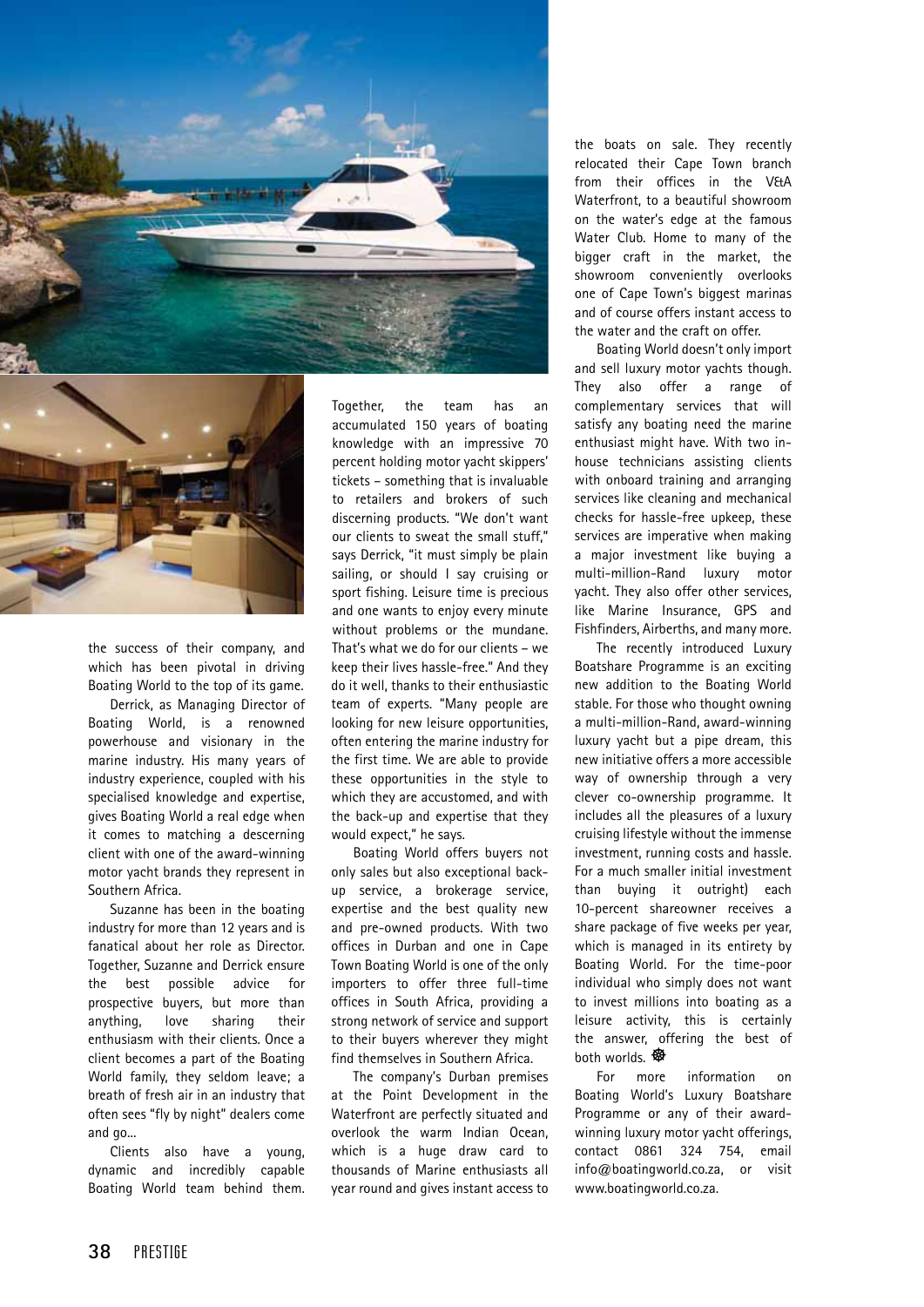the success of their company, and which has been pivotal in driving Boating World to the top of its game.

Derrick, as Managing Director of Boating World, is a renowned powerhouse and visionary in the marine industry. His many years of industry experience, coupled with his specialised knowledge and expertise, gives Boating World a real edge when it comes to matching a descerning client with one of the award-winning motor yacht brands they represent in Southern Africa.

Suzanne has been in the boating industry for more than 12 years and is fanatical about her role as Director. Together, Suzanne and Derrick ensure the best possible advice for prospective buyers, but more than anything, love sharing their enthusiasm with their clients. Once a client becomes a part of the Boating World family, they seldom leave; a breath of fresh air in an industry that often sees "fly by night" dealers come and go...

Clients also have a young, dynamic and incredibly capable Boating World team behind them. Together, the team has an accumulated 150 years of boating knowledge with an impressive 70 percent holding motor yacht skippers' tickets – something that is invaluable to retailers and brokers of such discerning products. "We don't want our clients to sweat the small stuff," says Derrick, "it must simply be plain sailing, or should I say cruising or sport fishing. Leisure time is precious and one wants to enjoy every minute without problems or the mundane. That's what we do for our clients – we keep their lives hassle-free." And they do it well, thanks to their enthusiastic team of experts. "Many people are looking for new leisure opportunities, often entering the marine industry for the first time. We are able to provide these opportunities in the style to which they are accustomed, and with the back-up and expertise that they would expect," he says.

Boating World offers buyers not only sales but also exceptional back-up service, a brokerage service, expertise and the best quality new and pre-owned products. With two offices in Durban and one in Cape Town Boating World is one of the only importers to offer three full-time offices in South Africa, providing a strong network of service and support to their buyers wherever they might find themselves in Southern Africa.

The company's Durban premises at the Point Development in the Waterfront are perfectly situated and overlook the warm Indian Ocean, which is a huge draw card to thousands of Marine enthusiasts all year round and gives instant access to the boats on sale. They recently relocated their Cape Town branch from their offices in the V&A Waterfront, to a beautiful showroom on the water's edge at the famous Water Club. Home to many of the bigger craft in the market, the showroom conveniently overlooks one of Cape Town's biggest marinas and of course offers instant access to the water and the craft on offer.

Boating World doesn't only import and sell luxury motor yachts though. They also offer a range of complementary services that will satisfy any boating need the marine enthusiast might have. With two in-house technicians assisting clients with onboard training and arranging services like cleaning and mechanical checks for hassle-free upkeep, these services are imperative when making a major investment like buying a multi-million-Rand luxury motor yacht. They also offer other services, like Marine Insurance, GPS and Fishfinders, Airberths, and many more.

The recently introduced Luxury Boatshare Programme is an exciting new addition to the Boating World stable. For those who thought owning a multi-million-Rand, award-winning luxury yacht but a pipe dream, this new initiative offers a more accessible way of ownership through a very clever co-ownership programme. It includes all the pleasures of a luxury cruising lifestyle without the immense investment, running costs and hassle. For a much smaller initial investment than buying it outright) each 10-percent shareowner receives a share package of five weeks per year, which is managed in its entirety by Boating World. For the time-poor individual who simply does not want to invest millions into boating as a leisure activity, this is certainly the answer, offering the best of both worlds.

For more information on Boating World's Luxury Boatshare Programme or any of their award-winning luxury motor yacht offerings, contact 0861 324 754, email info@boatingworld.co.za, or visit www.boatingworld.co.za.